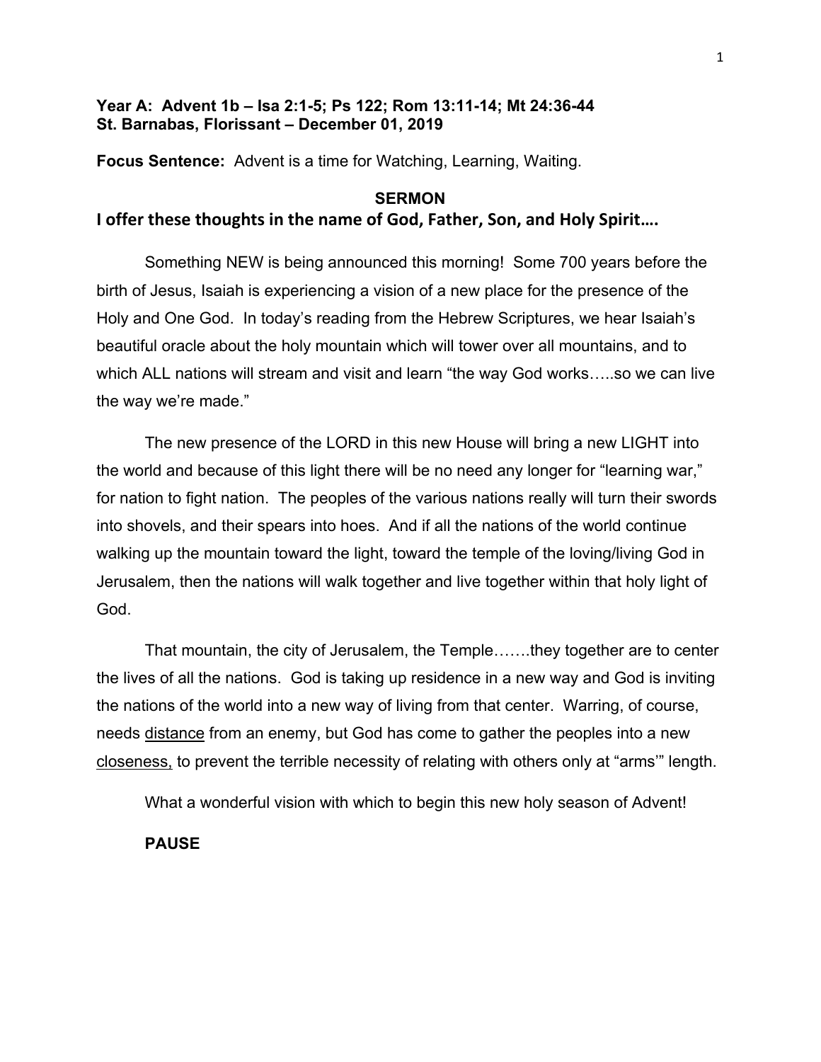**Year A: Advent 1b – Isa 2:1-5; Ps 122; Rom 13:11-14; Mt 24:36-44**
**St. Barnabas, Florissant – December 01, 2019**

**Focus Sentence:** Advent is a time for Watching, Learning, Waiting.

## SERMON

**I offer these thoughts in the name of God, Father, Son, and Holy Spirit….**

Something NEW is being announced this morning! Some 700 years before the birth of Jesus, Isaiah is experiencing a vision of a new place for the presence of the Holy and One God. In today's reading from the Hebrew Scriptures, we hear Isaiah's beautiful oracle about the holy mountain which will tower over all mountains, and to which ALL nations will stream and visit and learn "the way God works…..so we can live the way we're made."

The new presence of the LORD in this new House will bring a new LIGHT into the world and because of this light there will be no need any longer for "learning war," for nation to fight nation. The peoples of the various nations really will turn their swords into shovels, and their spears into hoes. And if all the nations of the world continue walking up the mountain toward the light, toward the temple of the loving/living God in Jerusalem, then the nations will walk together and live together within that holy light of God.

That mountain, the city of Jerusalem, the Temple…….they together are to center the lives of all the nations. God is taking up residence in a new way and God is inviting the nations of the world into a new way of living from that center. Warring, of course, needs <u>distance</u> from an enemy, but God has come to gather the peoples into a new <u>closeness,</u> to prevent the terrible necessity of relating with others only at "arms'" length.

What a wonderful vision with which to begin this new holy season of Advent!

**PAUSE**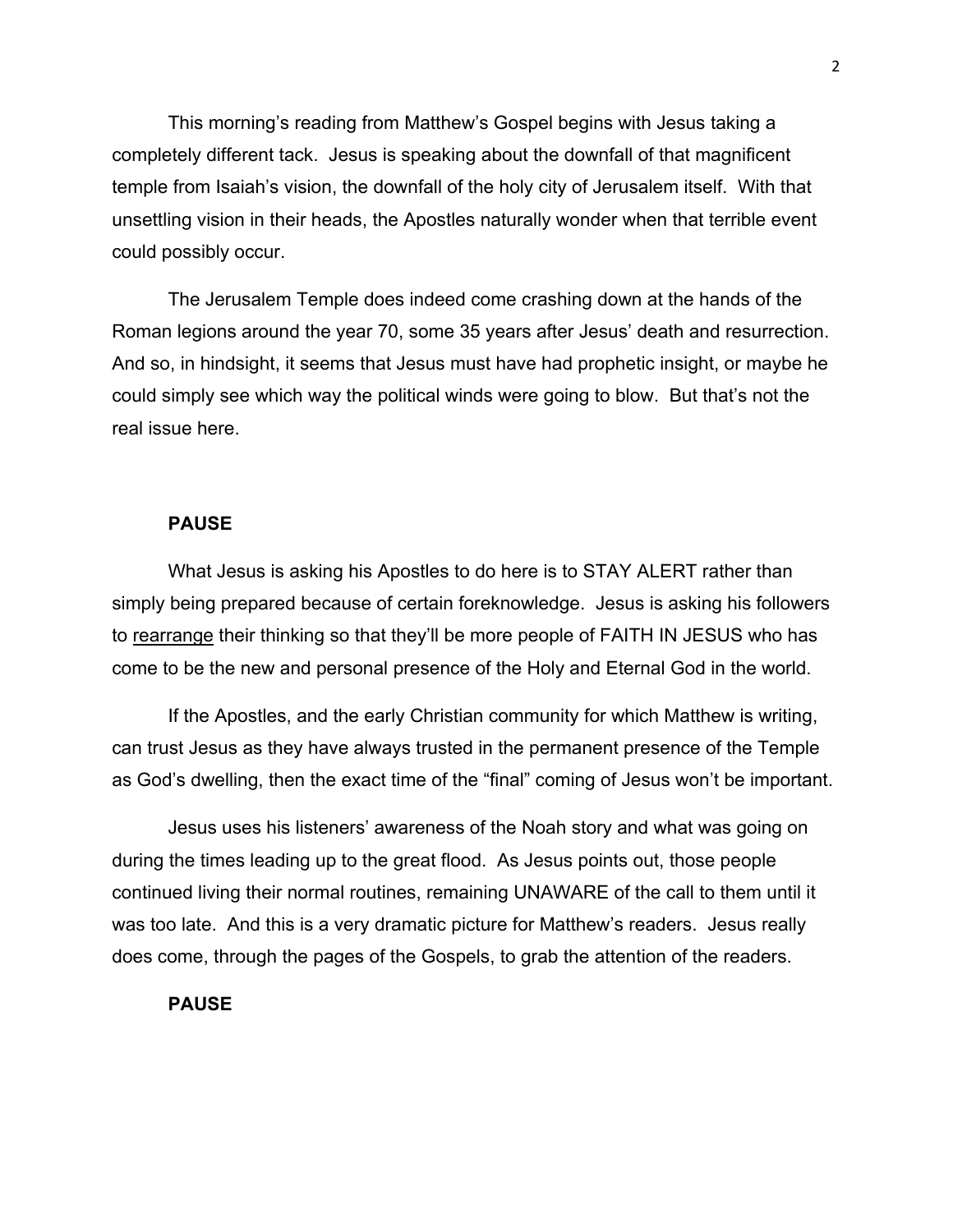This morning's reading from Matthew's Gospel begins with Jesus taking a completely different tack. Jesus is speaking about the downfall of that magnificent temple from Isaiah's vision, the downfall of the holy city of Jerusalem itself. With that unsettling vision in their heads, the Apostles naturally wonder when that terrible event could possibly occur.

The Jerusalem Temple does indeed come crashing down at the hands of the Roman legions around the year 70, some 35 years after Jesus' death and resurrection. And so, in hindsight, it seems that Jesus must have had prophetic insight, or maybe he could simply see which way the political winds were going to blow. But that's not the real issue here.

**PAUSE**

What Jesus is asking his Apostles to do here is to STAY ALERT rather than simply being prepared because of certain foreknowledge. Jesus is asking his followers to <u>rearrange</u> their thinking so that they'll be more people of FAITH IN JESUS who has come to be the new and personal presence of the Holy and Eternal God in the world.

If the Apostles, and the early Christian community for which Matthew is writing, can trust Jesus as they have always trusted in the permanent presence of the Temple as God's dwelling, then the exact time of the "final" coming of Jesus won't be important.

Jesus uses his listeners' awareness of the Noah story and what was going on during the times leading up to the great flood. As Jesus points out, those people continued living their normal routines, remaining UNAWARE of the call to them until it was too late. And this is a very dramatic picture for Matthew's readers. Jesus really does come, through the pages of the Gospels, to grab the attention of the readers.

**PAUSE**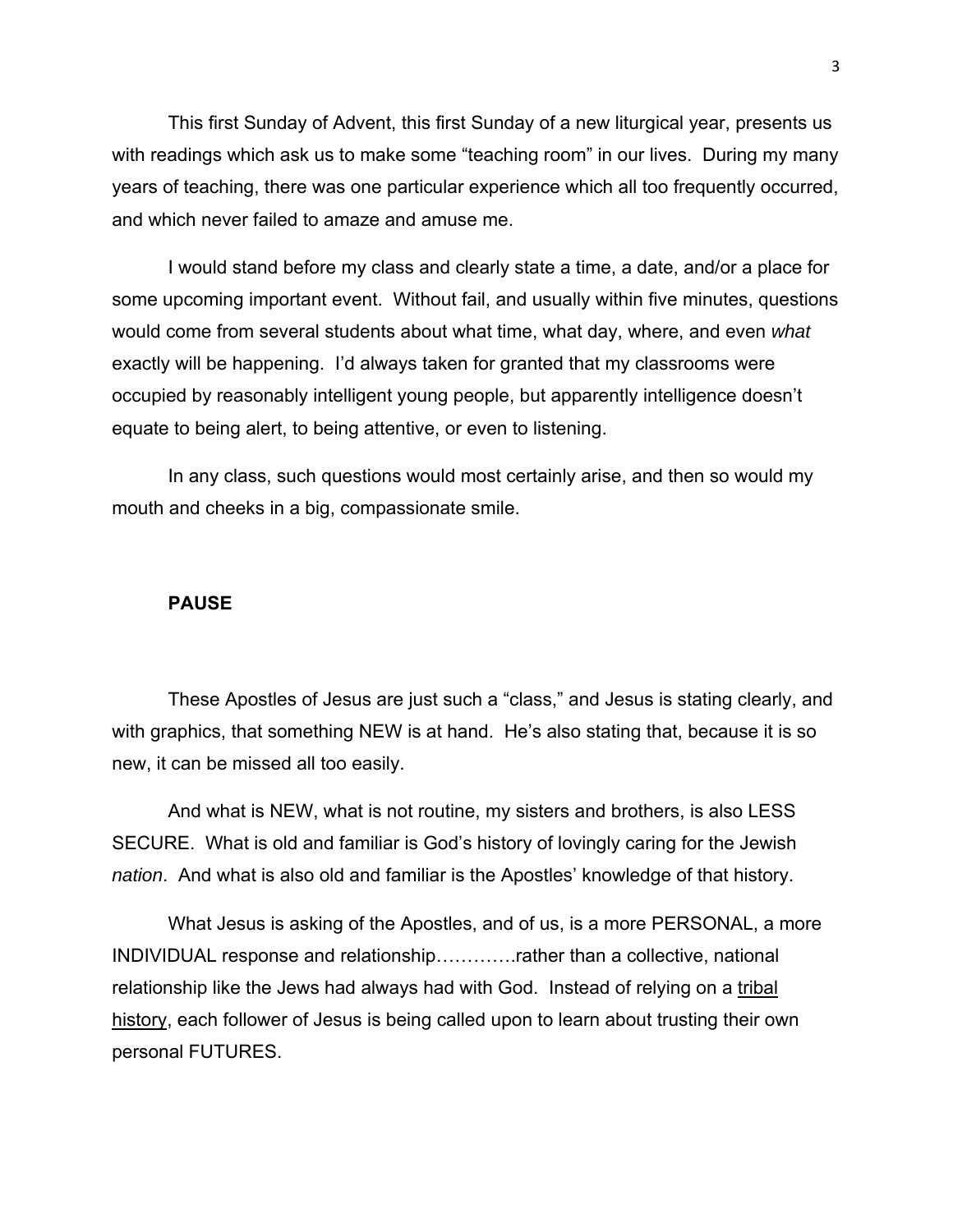This first Sunday of Advent, this first Sunday of a new liturgical year, presents us with readings which ask us to make some "teaching room" in our lives. During my many years of teaching, there was one particular experience which all too frequently occurred, and which never failed to amaze and amuse me.

I would stand before my class and clearly state a time, a date, and/or a place for some upcoming important event. Without fail, and usually within five minutes, questions would come from several students about what time, what day, where, and even *what* exactly will be happening. I'd always taken for granted that my classrooms were occupied by reasonably intelligent young people, but apparently intelligence doesn't equate to being alert, to being attentive, or even to listening.

In any class, such questions would most certainly arise, and then so would my mouth and cheeks in a big, compassionate smile.

**PAUSE**

These Apostles of Jesus are just such a "class," and Jesus is stating clearly, and with graphics, that something NEW is at hand. He's also stating that, because it is so new, it can be missed all too easily.

And what is NEW, what is not routine, my sisters and brothers, is also LESS SECURE. What is old and familiar is God's history of lovingly caring for the Jewish *nation*. And what is also old and familiar is the Apostles' knowledge of that history.

What Jesus is asking of the Apostles, and of us, is a more PERSONAL, a more INDIVIDUAL response and relationship………….rather than a collective, national relationship like the Jews had always had with God. Instead of relying on a <u>tribal history</u>, each follower of Jesus is being called upon to learn about trusting their own personal FUTURES.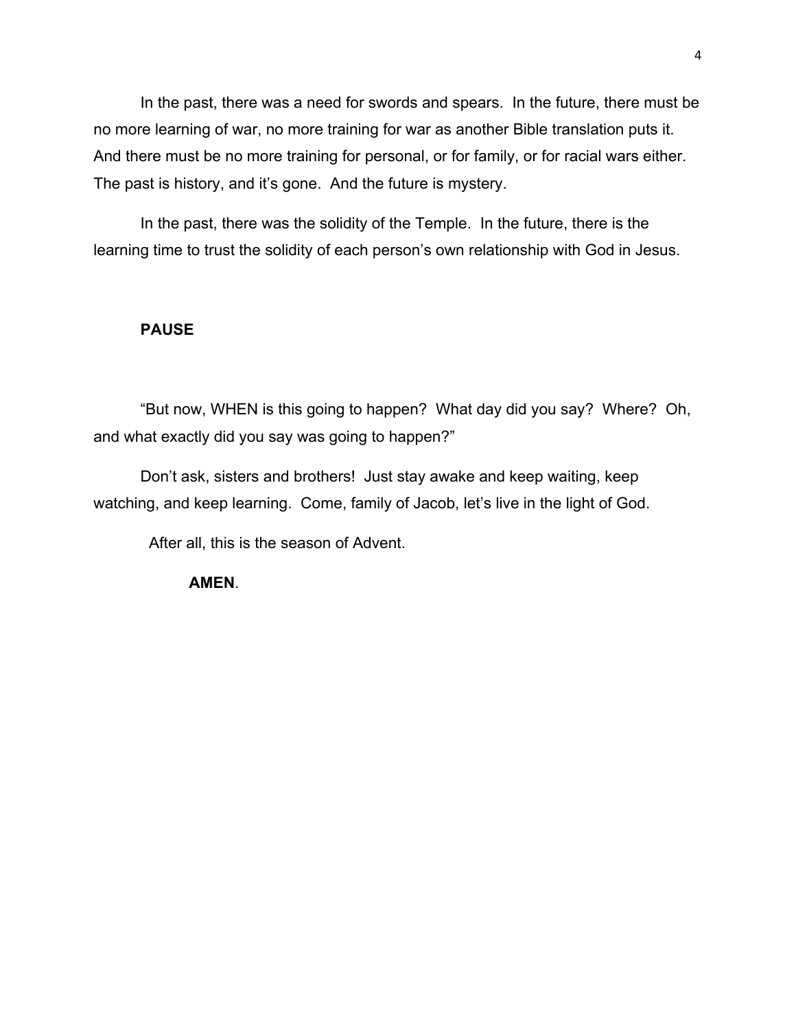In the past, there was a need for swords and spears. In the future, there must be no more learning of war, no more training for war as another Bible translation puts it. And there must be no more training for personal, or for family, or for racial wars either. The past is history, and it's gone. And the future is mystery.

In the past, there was the solidity of the Temple. In the future, there is the learning time to trust the solidity of each person's own relationship with God in Jesus.

**PAUSE**

"But now, WHEN is this going to happen? What day did you say? Where? Oh, and what exactly did you say was going to happen?"

Don't ask, sisters and brothers! Just stay awake and keep waiting, keep watching, and keep learning. Come, family of Jacob, let's live in the light of God.

After all, this is the season of Advent.

**AMEN**.